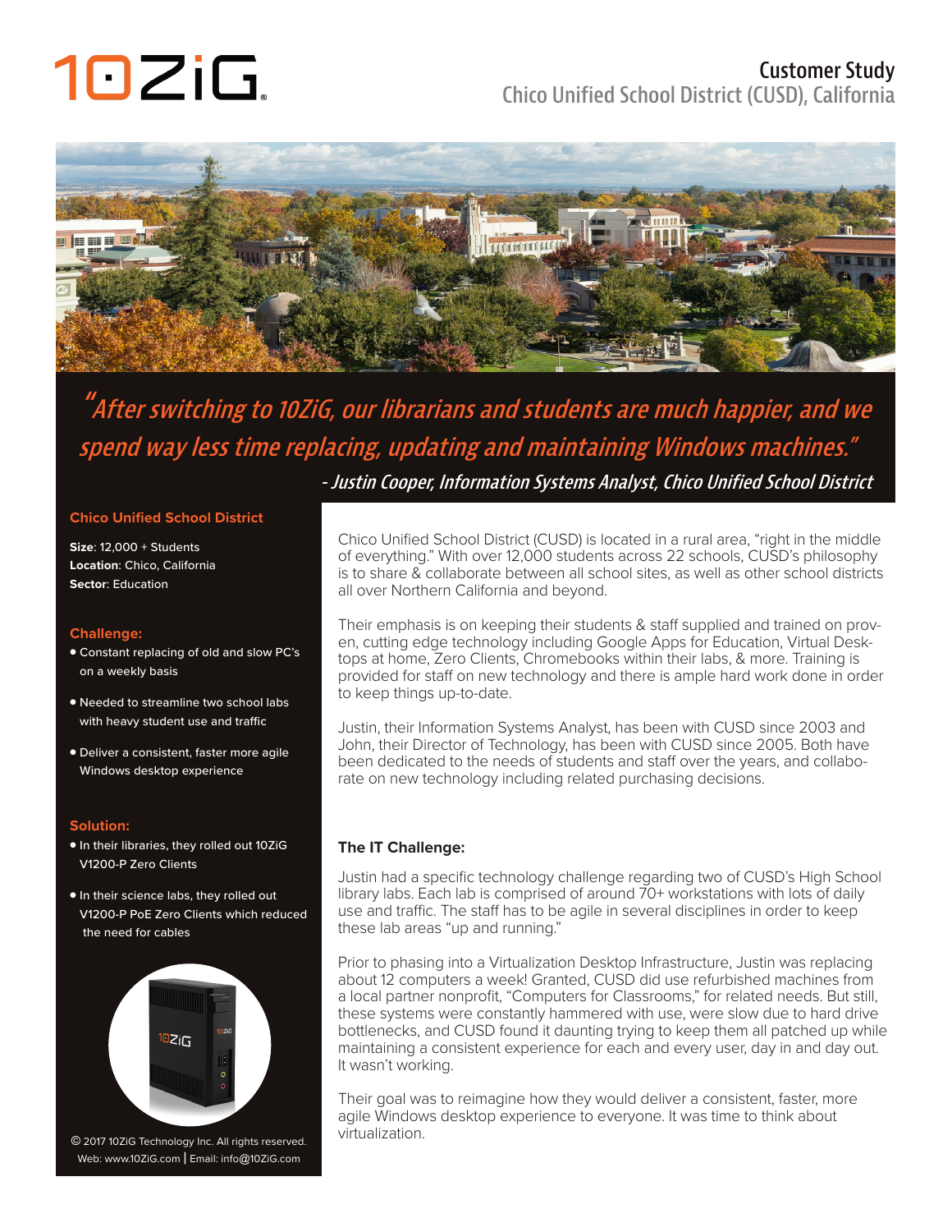# Customer Study

## Chico Unified School District (CUSD), California

*"After switching to 10ZiG, our librarians and students are much happier, and we spend way less time replacing, updating and maintaining Windows machines."*

*- Justin Cooper, Information Systems Analyst, Chico Unified School District*

**Chico Unified School District**

**Size**: 12,000 + Students
**Location**: Chico, California
**Sector**: Education

**Challenge:**

- Constant replacing of old and slow PC's on a weekly basis
- Needed to streamline two school labs with heavy student use and traffic
- Deliver a consistent, faster more agile Windows desktop experience

**Solution:**

- In their libraries, they rolled out 10ZiG V1200-P Zero Clients
- In their science labs, they rolled out V1200-P PoE Zero Clients which reduced the need for cables

© 2017 10ZiG Technology Inc. All rights reserved.
Web: www.10ZiG.com | Email: info@10ZiG.com

Chico Unified School District (CUSD) is located in a rural area, "right in the middle of everything." With over 12,000 students across 22 schools, CUSD's philosophy is to share & collaborate between all school sites, as well as other school districts all over Northern California and beyond.

Their emphasis is on keeping their students & staff supplied and trained on proven, cutting edge technology including Google Apps for Education, Virtual Desktops at home, Zero Clients, Chromebooks within their labs, & more. Training is provided for staff on new technology and there is ample hard work done in order to keep things up-to-date.

Justin, their Information Systems Analyst, has been with CUSD since 2003 and John, their Director of Technology, has been with CUSD since 2005. Both have been dedicated to the needs of students and staff over the years, and collaborate on new technology including related purchasing decisions.

### The IT Challenge:

Justin had a specific technology challenge regarding two of CUSD's High School library labs. Each lab is comprised of around 70+ workstations with lots of daily use and traffic. The staff has to be agile in several disciplines in order to keep these lab areas "up and running."

Prior to phasing into a Virtualization Desktop Infrastructure, Justin was replacing about 12 computers a week! Granted, CUSD did use refurbished machines from a local partner nonprofit, "Computers for Classrooms," for related needs. But still, these systems were constantly hammered with use, were slow due to hard drive bottlenecks, and CUSD found it daunting trying to keep them all patched up while maintaining a consistent experience for each and every user, day in and day out. It wasn't working.

Their goal was to reimagine how they would deliver a consistent, faster, more agile Windows desktop experience to everyone. It was time to think about virtualization.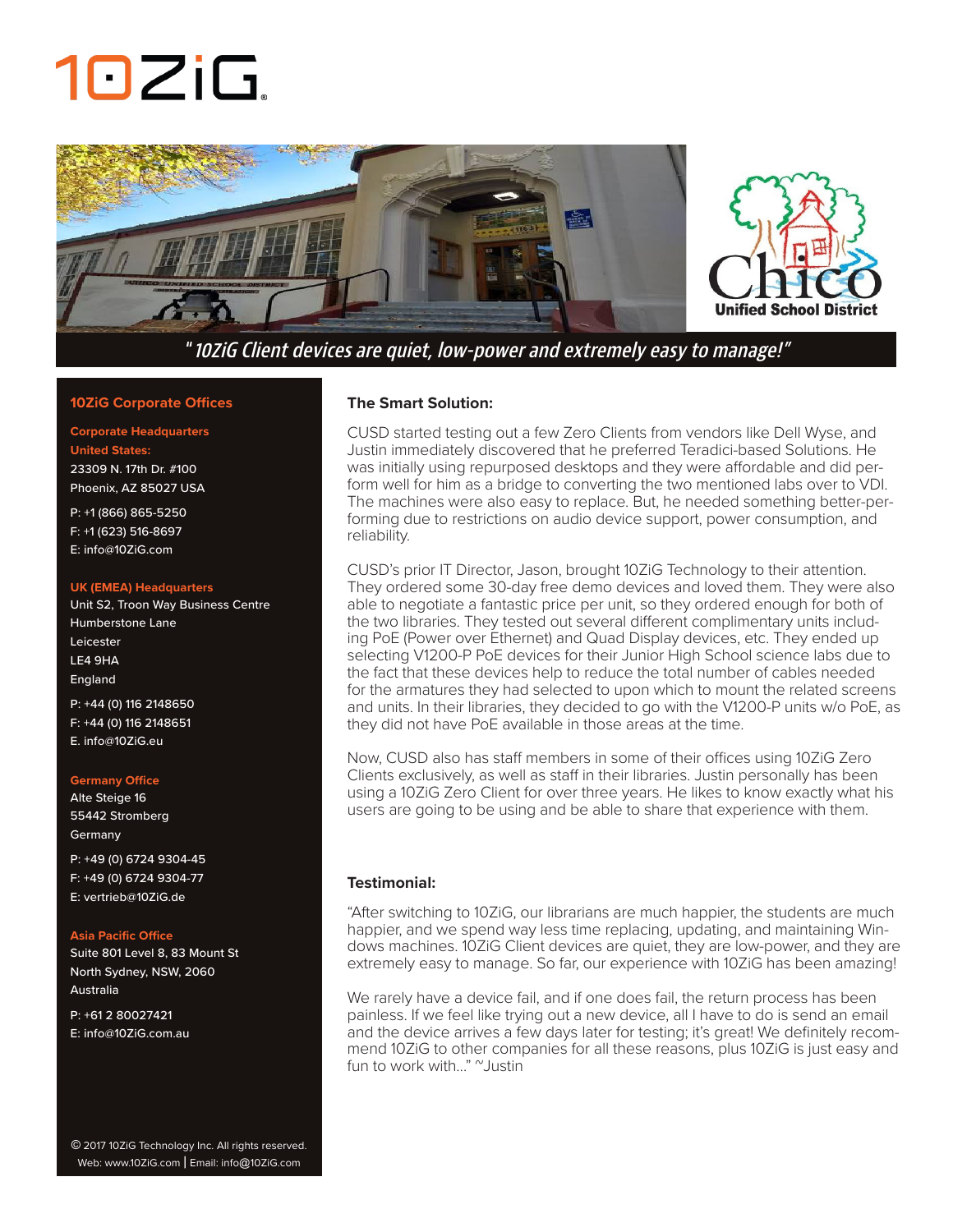# 10ZiG

Chico Unified School District

*" 10ZiG Client devices are quiet, low-power and extremely easy to manage!"*

## 10ZiG Corporate Offices

**Corporate Headquarters United States:**
23309 N. 17th Dr. #100
Phoenix, AZ 85027 USA

P: +1 (866) 865-5250
F: +1 (623) 516-8697
E: info@10ZiG.com

**UK (EMEA) Headquarters**
Unit S2, Troon Way Business Centre
Humberstone Lane
Leicester
LE4 9HA
England

P: +44 (0) 116 2148650
F: +44 (0) 116 2148651
E. info@10ZiG.eu

**Germany Office**
Alte Steige 16
55442 Stromberg
Germany

P: +49 (0) 6724 9304-45
F: +49 (0) 6724 9304-77
E: vertrieb@10ZiG.de

**Asia Pacific Office**
Suite 801 Level 8, 83 Mount St
North Sydney, NSW, 2060
Australia

P: +61 2 80027421
E: info@10ZiG.com.au

© 2017 10ZiG Technology Inc. All rights reserved.
Web: www.10ZiG.com | Email: info@10ZiG.com

### The Smart Solution:

CUSD started testing out a few Zero Clients from vendors like Dell Wyse, and Justin immediately discovered that he preferred Teradici-based Solutions. He was initially using repurposed desktops and they were affordable and did perform well for him as a bridge to converting the two mentioned labs over to VDI. The machines were also easy to replace. But, he needed something better-performing due to restrictions on audio device support, power consumption, and reliability.

CUSD's prior IT Director, Jason, brought 10ZiG Technology to their attention. They ordered some 30-day free demo devices and loved them. They were also able to negotiate a fantastic price per unit, so they ordered enough for both of the two libraries. They tested out several different complimentary units including PoE (Power over Ethernet) and Quad Display devices, etc. They ended up selecting V1200-P PoE devices for their Junior High School science labs due to the fact that these devices help to reduce the total number of cables needed for the armatures they had selected to upon which to mount the related screens and units. In their libraries, they decided to go with the V1200-P units w/o PoE, as they did not have PoE available in those areas at the time.

Now, CUSD also has staff members in some of their offices using 10ZiG Zero Clients exclusively, as well as staff in their libraries. Justin personally has been using a 10ZiG Zero Client for over three years. He likes to know exactly what his users are going to be using and be able to share that experience with them.

### Testimonial:

"After switching to 10ZiG, our librarians are much happier, the students are much happier, and we spend way less time replacing, updating, and maintaining Windows machines. 10ZiG Client devices are quiet, they are low-power, and they are extremely easy to manage. So far, our experience with 10ZiG has been amazing!

We rarely have a device fail, and if one does fail, the return process has been painless. If we feel like trying out a new device, all I have to do is send an email and the device arrives a few days later for testing; it's great! We definitely recommend 10ZiG to other companies for all these reasons, plus 10ZiG is just easy and fun to work with..." ~Justin